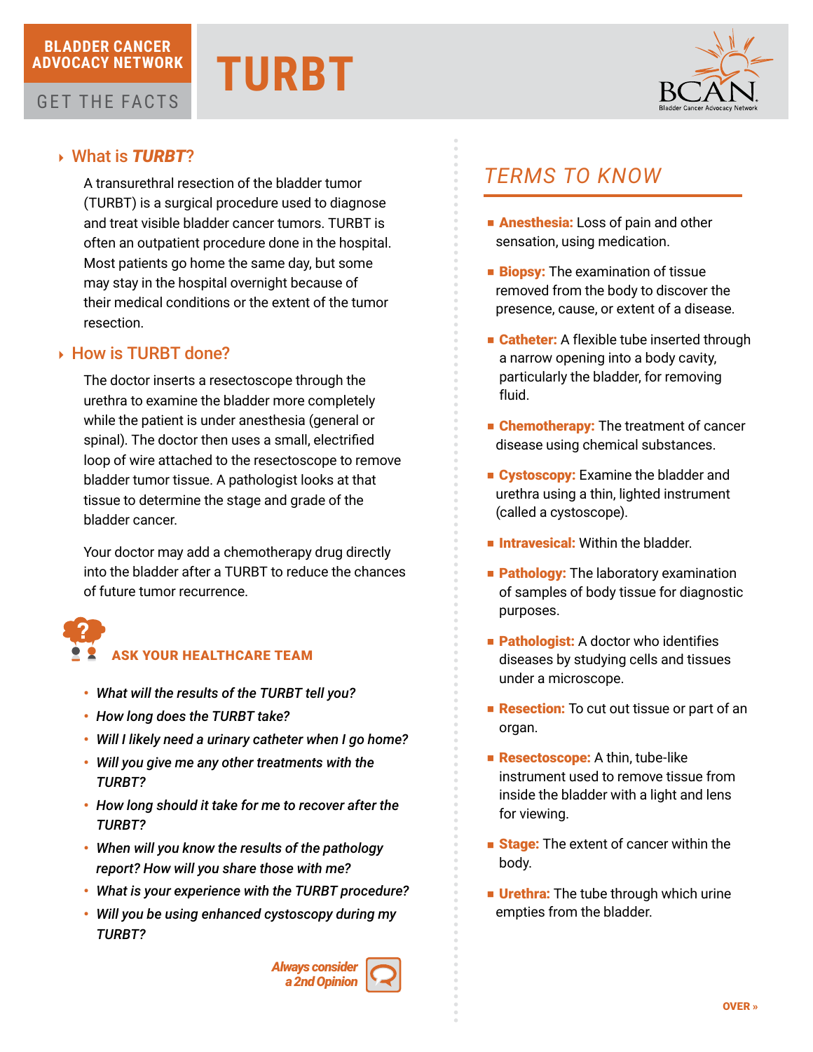BLADDER CANCER ADVOCACY NETWORK

GET THE FACTS

# TURBT

## What is *TURBT*?

A transurethral resection of the bladder tumor (TURBT) is a surgical procedure used to diagnose and treat visible bladder cancer tumors. TURBT is often an outpatient procedure done in the hospital. Most patients go home the same day, but some may stay in the hospital overnight because of their medical conditions or the extent of the tumor resection.

## How is TURBT done?

The doctor inserts a resectoscope through the urethra to examine the bladder more completely while the patient is under anesthesia (general or spinal). The doctor then uses a small, electrified loop of wire attached to the resectoscope to remove bladder tumor tissue. A pathologist looks at that tissue to determine the stage and grade of the bladder cancer.

Your doctor may add a chemotherapy drug directly into the bladder after a TURBT to reduce the chances of future tumor recurrence.

### ASK YOUR HEALTHCARE TEAM

- *What will the results of the TURBT tell you?*
- *How long does the TURBT take?*
- *Will I likely need a urinary catheter when I go home?*
- *Will you give me any other treatments with the TURBT?*
- *How long should it take for me to recover after the TURBT?*
- *When will you know the results of the pathology report? How will you share those with me?*
- *What is your experience with the TURBT procedure?*
- *Will you be using enhanced cystoscopy during my TURBT?*

*Always consider a 2nd Opinion*

## TERMS TO KNOW

- **Anesthesia:** Loss of pain and other sensation, using medication.
- **Biopsy:** The examination of tissue removed from the body to discover the presence, cause, or extent of a disease.
- **Catheter:** A flexible tube inserted through a narrow opening into a body cavity, particularly the bladder, for removing fluid.
- **Chemotherapy:** The treatment of cancer disease using chemical substances.
- **Cystoscopy:** Examine the bladder and urethra using a thin, lighted instrument (called a cystoscope).
- **Intravesical:** Within the bladder.
- **Pathology:** The laboratory examination of samples of body tissue for diagnostic purposes.
- **Pathologist:** A doctor who identifies diseases by studying cells and tissues under a microscope.
- **Resection:** To cut out tissue or part of an organ.
- **Resectoscope:** A thin, tube-like instrument used to remove tissue from inside the bladder with a light and lens for viewing.
- **Stage:** The extent of cancer within the body.
- **Urethra:** The tube through which urine empties from the bladder.

OVER »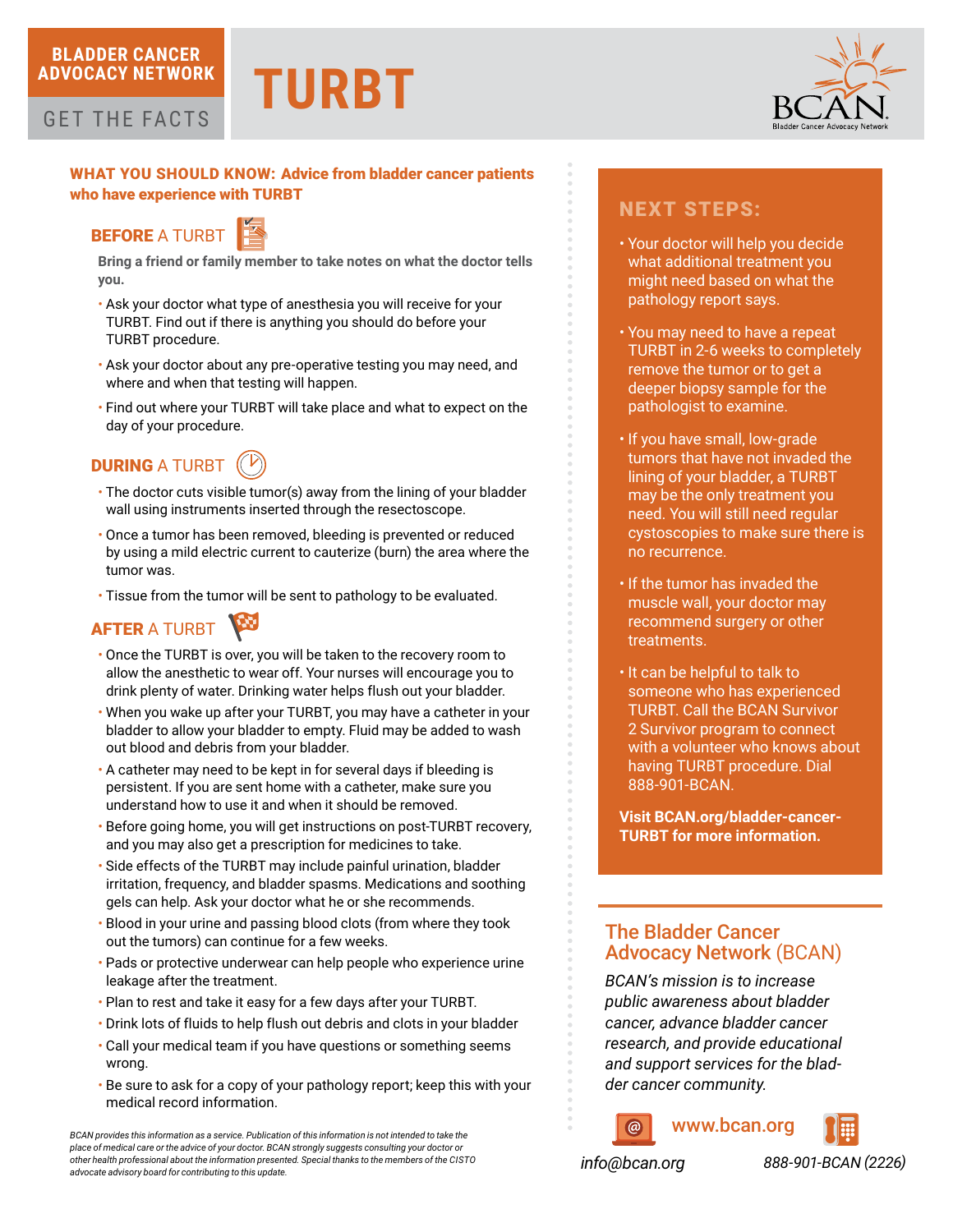BLADDER CANCER ADVOCACY NETWORK

GET THE FACTS

# TURBT

BCAN
Bladder Cancer Advocacy Network

## WHAT YOU SHOULD KNOW: Advice from bladder cancer patients who have experience with TURBT

### BEFORE A TURBT

**Bring a friend or family member to take notes on what the doctor tells you.**

- Ask your doctor what type of anesthesia you will receive for your TURBT. Find out if there is anything you should do before your TURBT procedure.
- Ask your doctor about any pre-operative testing you may need, and where and when that testing will happen.
- Find out where your TURBT will take place and what to expect on the day of your procedure.

### DURING A TURBT

- The doctor cuts visible tumor(s) away from the lining of your bladder wall using instruments inserted through the resectoscope.
- Once a tumor has been removed, bleeding is prevented or reduced by using a mild electric current to cauterize (burn) the area where the tumor was.
- Tissue from the tumor will be sent to pathology to be evaluated.

### AFTER A TURBT

- Once the TURBT is over, you will be taken to the recovery room to allow the anesthetic to wear off. Your nurses will encourage you to drink plenty of water. Drinking water helps flush out your bladder.
- When you wake up after your TURBT, you may have a catheter in your bladder to allow your bladder to empty. Fluid may be added to wash out blood and debris from your bladder.
- A catheter may need to be kept in for several days if bleeding is persistent. If you are sent home with a catheter, make sure you understand how to use it and when it should be removed.
- Before going home, you will get instructions on post-TURBT recovery, and you may also get a prescription for medicines to take.
- Side effects of the TURBT may include painful urination, bladder irritation, frequency, and bladder spasms. Medications and soothing gels can help. Ask your doctor what he or she recommends.
- Blood in your urine and passing blood clots (from where they took out the tumors) can continue for a few weeks.
- Pads or protective underwear can help people who experience urine leakage after the treatment.
- Plan to rest and take it easy for a few days after your TURBT.
- Drink lots of fluids to help flush out debris and clots in your bladder
- Call your medical team if you have questions or something seems wrong.
- Be sure to ask for a copy of your pathology report; keep this with your medical record information.

*BCAN provides this information as a service. Publication of this information is not intended to take the place of medical care or the advice of your doctor. BCAN strongly suggests consulting your doctor or other health professional about the information presented. Special thanks to the members of the CISTO advocate advisory board for contributing to this update.*

## NEXT STEPS:

- Your doctor will help you decide what additional treatment you might need based on what the pathology report says.
- You may need to have a repeat TURBT in 2-6 weeks to completely remove the tumor or to get a deeper biopsy sample for the pathologist to examine.
- If you have small, low-grade tumors that have not invaded the lining of your bladder, a TURBT may be the only treatment you need. You will still need regular cystoscopies to make sure there is no recurrence.
- If the tumor has invaded the muscle wall, your doctor may recommend surgery or other treatments.
- It can be helpful to talk to someone who has experienced TURBT. Call the BCAN Survivor 2 Survivor program to connect with a volunteer who knows about having TURBT procedure. Dial 888-901-BCAN.

**Visit BCAN.org/bladder-cancer-TURBT for more information.**

## The Bladder Cancer Advocacy Network (BCAN)

*BCAN's mission is to increase public awareness about bladder cancer, advance bladder cancer research, and provide educational and support services for the bladder cancer community.*

www.bcan.org

*info@bcan.org*

*888-901-BCAN (2226)*